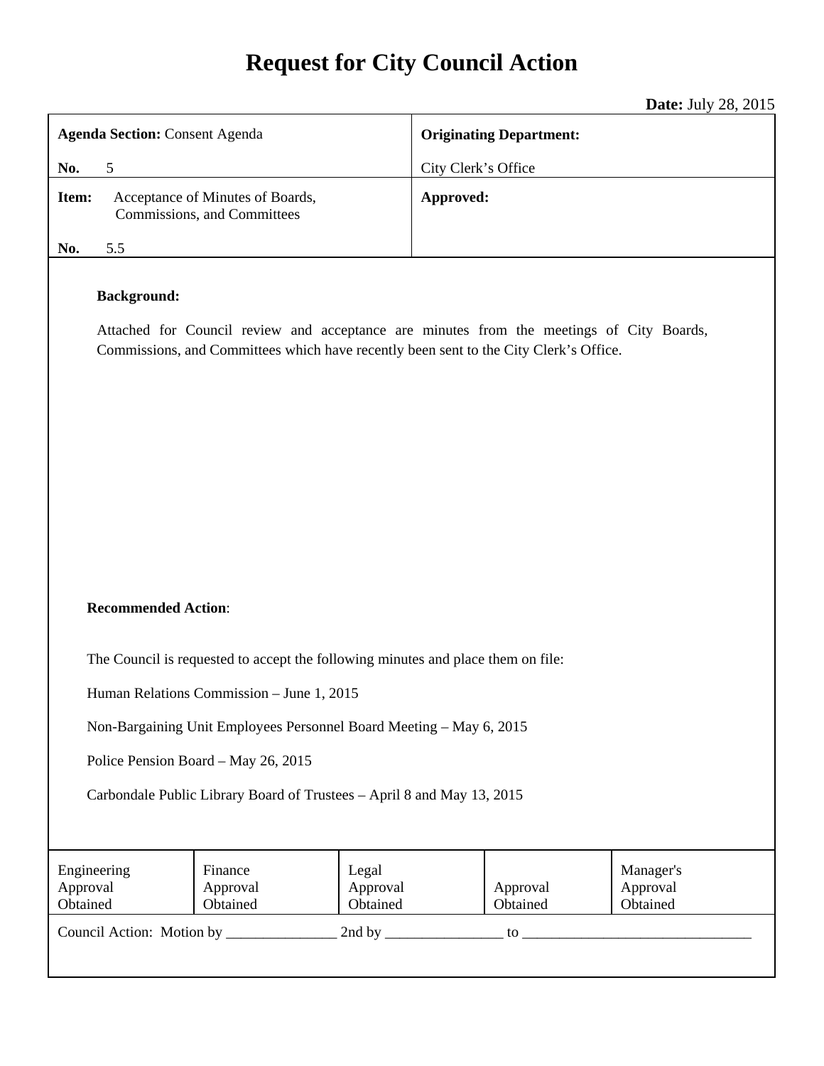# Request for City Council Action

**Date:** July 28, 2015

| **Agenda Section:** Consent Agenda<br><br>**No.** 5 | **Originating Department:**<br><br>City Clerk's Office |
| --- | --- |
| **Item:** Acceptance of Minutes of Boards, Commissions, and Committees<br><br>**No.** 5.5 | **Approved:** |

**Background:**

Attached for Council review and acceptance are minutes from the meetings of City Boards, Commissions, and Committees which have recently been sent to the City Clerk's Office.

**Recommended Action**:

The Council is requested to accept the following minutes and place them on file:

Human Relations Commission – June 1, 2015

Non-Bargaining Unit Employees Personnel Board Meeting – May 6, 2015

Police Pension Board – May 26, 2015

Carbondale Public Library Board of Trustees – April 8 and May 13, 2015

| Engineering Approval Obtained | Finance Approval Obtained | Legal Approval Obtained | Approval Obtained | Manager's Approval Obtained |
| --- | --- | --- | --- | --- |

Council Action: Motion by _______________ 2nd by ________________ to ________________________________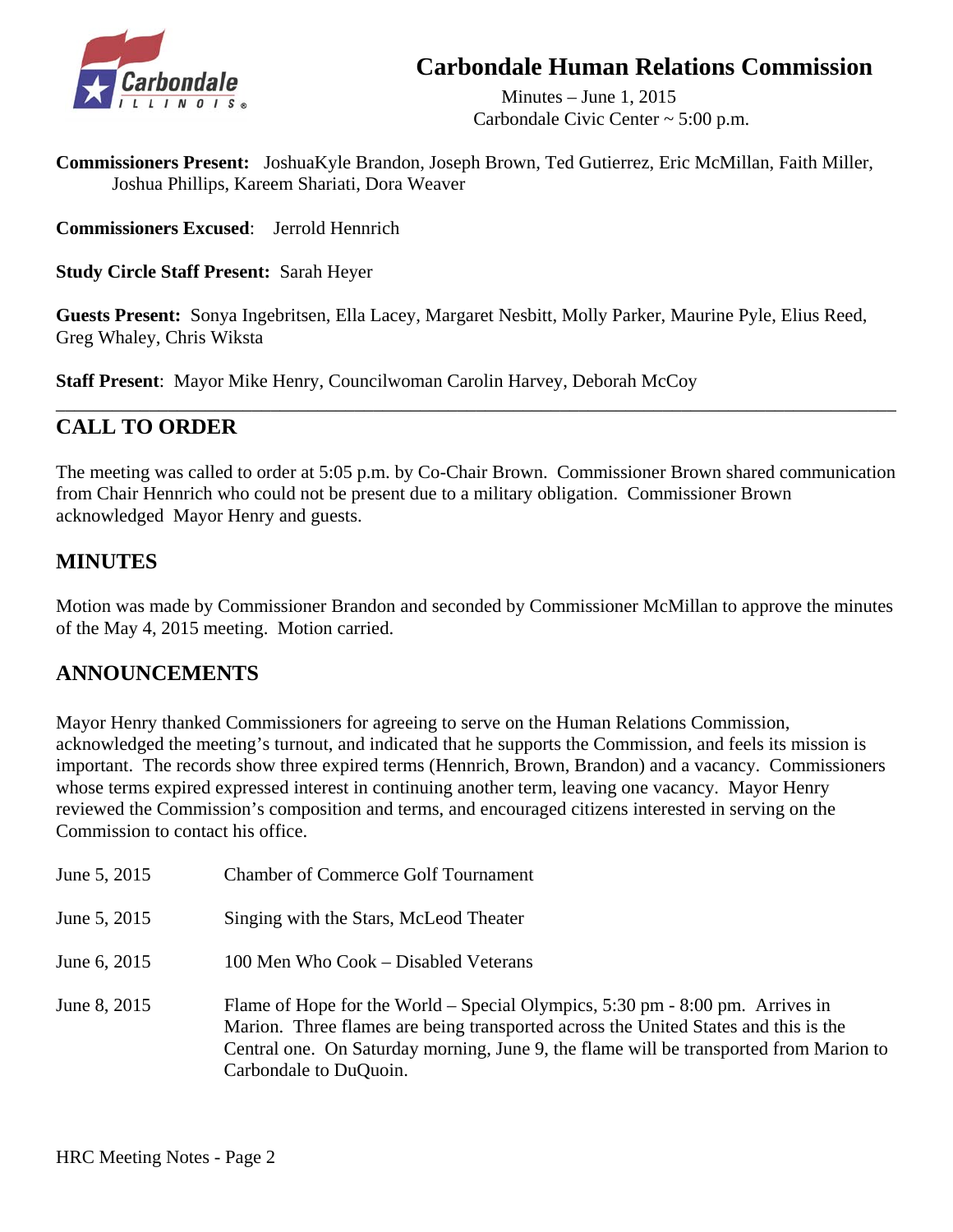# Carbondale Human Relations Commission

Minutes – June 1, 2015
Carbondale Civic Center ~ 5:00 p.m.

**Commissioners Present:** JoshuaKyle Brandon, Joseph Brown, Ted Gutierrez, Eric McMillan, Faith Miller, Joshua Phillips, Kareem Shariati, Dora Weaver

**Commissioners Excused**: Jerrold Hennrich

**Study Circle Staff Present:** Sarah Heyer

**Guests Present:** Sonya Ingebritsen, Ella Lacey, Margaret Nesbitt, Molly Parker, Maurine Pyle, Elius Reed, Greg Whaley, Chris Wiksta

**Staff Present**: Mayor Mike Henry, Councilwoman Carolin Harvey, Deborah McCoy

---

## CALL TO ORDER

The meeting was called to order at 5:05 p.m. by Co-Chair Brown. Commissioner Brown shared communication from Chair Hennrich who could not be present due to a military obligation. Commissioner Brown acknowledged Mayor Henry and guests.

## MINUTES

Motion was made by Commissioner Brandon and seconded by Commissioner McMillan to approve the minutes of the May 4, 2015 meeting. Motion carried.

## ANNOUNCEMENTS

Mayor Henry thanked Commissioners for agreeing to serve on the Human Relations Commission, acknowledged the meeting's turnout, and indicated that he supports the Commission, and feels its mission is important. The records show three expired terms (Hennrich, Brown, Brandon) and a vacancy. Commissioners whose terms expired expressed interest in continuing another term, leaving one vacancy. Mayor Henry reviewed the Commission's composition and terms, and encouraged citizens interested in serving on the Commission to contact his office.

| | |
|---|---|
| June 5, 2015 | Chamber of Commerce Golf Tournament |
| June 5, 2015 | Singing with the Stars, McLeod Theater |
| June 6, 2015 | 100 Men Who Cook – Disabled Veterans |
| June 8, 2015 | Flame of Hope for the World – Special Olympics, 5:30 pm - 8:00 pm. Arrives in Marion. Three flames are being transported across the United States and this is the Central one. On Saturday morning, June 9, the flame will be transported from Marion to Carbondale to DuQuoin. |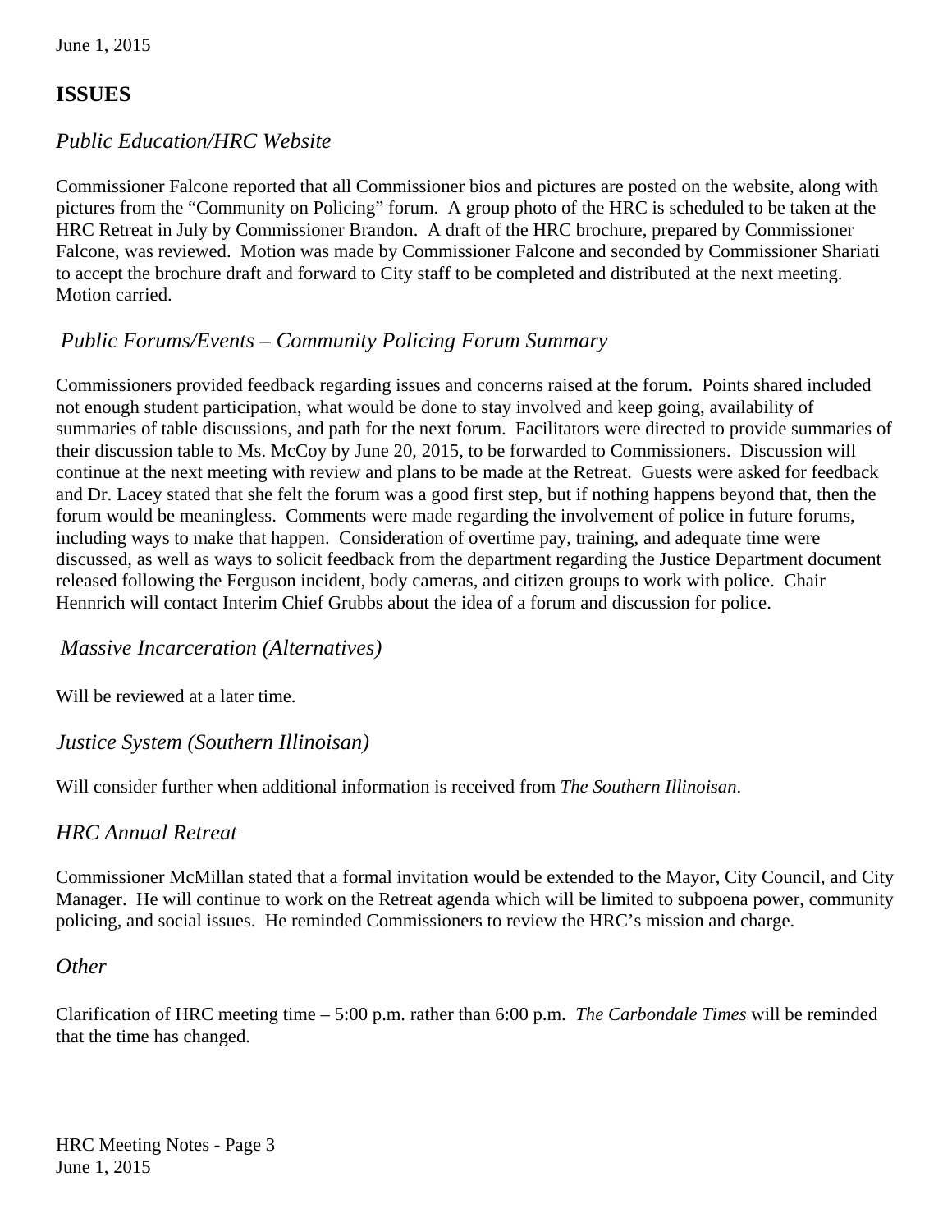## ISSUES

### *Public Education/HRC Website*

Commissioner Falcone reported that all Commissioner bios and pictures are posted on the website, along with pictures from the "Community on Policing" forum. A group photo of the HRC is scheduled to be taken at the HRC Retreat in July by Commissioner Brandon. A draft of the HRC brochure, prepared by Commissioner Falcone, was reviewed. Motion was made by Commissioner Falcone and seconded by Commissioner Shariati to accept the brochure draft and forward to City staff to be completed and distributed at the next meeting. Motion carried.

### *Public Forums/Events – Community Policing Forum Summary*

Commissioners provided feedback regarding issues and concerns raised at the forum. Points shared included not enough student participation, what would be done to stay involved and keep going, availability of summaries of table discussions, and path for the next forum. Facilitators were directed to provide summaries of their discussion table to Ms. McCoy by June 20, 2015, to be forwarded to Commissioners. Discussion will continue at the next meeting with review and plans to be made at the Retreat. Guests were asked for feedback and Dr. Lacey stated that she felt the forum was a good first step, but if nothing happens beyond that, then the forum would be meaningless. Comments were made regarding the involvement of police in future forums, including ways to make that happen. Consideration of overtime pay, training, and adequate time were discussed, as well as ways to solicit feedback from the department regarding the Justice Department document released following the Ferguson incident, body cameras, and citizen groups to work with police. Chair Hennrich will contact Interim Chief Grubbs about the idea of a forum and discussion for police.

### *Massive Incarceration (Alternatives)*

Will be reviewed at a later time.

### *Justice System (Southern Illinoisan)*

Will consider further when additional information is received from *The Southern Illinoisan*.

### *HRC Annual Retreat*

Commissioner McMillan stated that a formal invitation would be extended to the Mayor, City Council, and City Manager. He will continue to work on the Retreat agenda which will be limited to subpoena power, community policing, and social issues. He reminded Commissioners to review the HRC's mission and charge.

### *Other*

Clarification of HRC meeting time – 5:00 p.m. rather than 6:00 p.m. *The Carbondale Times* will be reminded that the time has changed.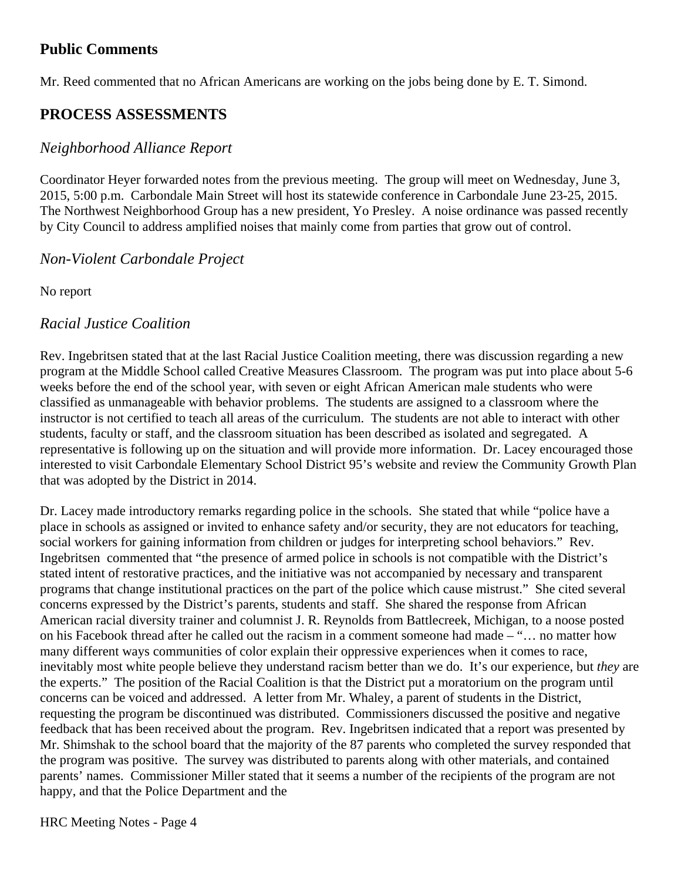## Public Comments

Mr. Reed commented that no African Americans are working on the jobs being done by E. T. Simond.

## PROCESS ASSESSMENTS

### *Neighborhood Alliance Report*

Coordinator Heyer forwarded notes from the previous meeting. The group will meet on Wednesday, June 3, 2015, 5:00 p.m. Carbondale Main Street will host its statewide conference in Carbondale June 23-25, 2015. The Northwest Neighborhood Group has a new president, Yo Presley. A noise ordinance was passed recently by City Council to address amplified noises that mainly come from parties that grow out of control.

### *Non-Violent Carbondale Project*

No report

### *Racial Justice Coalition*

Rev. Ingebritsen stated that at the last Racial Justice Coalition meeting, there was discussion regarding a new program at the Middle School called Creative Measures Classroom. The program was put into place about 5-6 weeks before the end of the school year, with seven or eight African American male students who were classified as unmanageable with behavior problems. The students are assigned to a classroom where the instructor is not certified to teach all areas of the curriculum. The students are not able to interact with other students, faculty or staff, and the classroom situation has been described as isolated and segregated. A representative is following up on the situation and will provide more information. Dr. Lacey encouraged those interested to visit Carbondale Elementary School District 95's website and review the Community Growth Plan that was adopted by the District in 2014.

Dr. Lacey made introductory remarks regarding police in the schools. She stated that while "police have a place in schools as assigned or invited to enhance safety and/or security, they are not educators for teaching, social workers for gaining information from children or judges for interpreting school behaviors." Rev. Ingebritsen commented that "the presence of armed police in schools is not compatible with the District's stated intent of restorative practices, and the initiative was not accompanied by necessary and transparent programs that change institutional practices on the part of the police which cause mistrust." She cited several concerns expressed by the District's parents, students and staff. She shared the response from African American racial diversity trainer and columnist J. R. Reynolds from Battlecreek, Michigan, to a noose posted on his Facebook thread after he called out the racism in a comment someone had made – "… no matter how many different ways communities of color explain their oppressive experiences when it comes to race, inevitably most white people believe they understand racism better than we do. It's our experience, but *they* are the experts." The position of the Racial Coalition is that the District put a moratorium on the program until concerns can be voiced and addressed. A letter from Mr. Whaley, a parent of students in the District, requesting the program be discontinued was distributed. Commissioners discussed the positive and negative feedback that has been received about the program. Rev. Ingebritsen indicated that a report was presented by Mr. Shimshak to the school board that the majority of the 87 parents who completed the survey responded that the program was positive. The survey was distributed to parents along with other materials, and contained parents' names. Commissioner Miller stated that it seems a number of the recipients of the program are not happy, and that the Police Department and the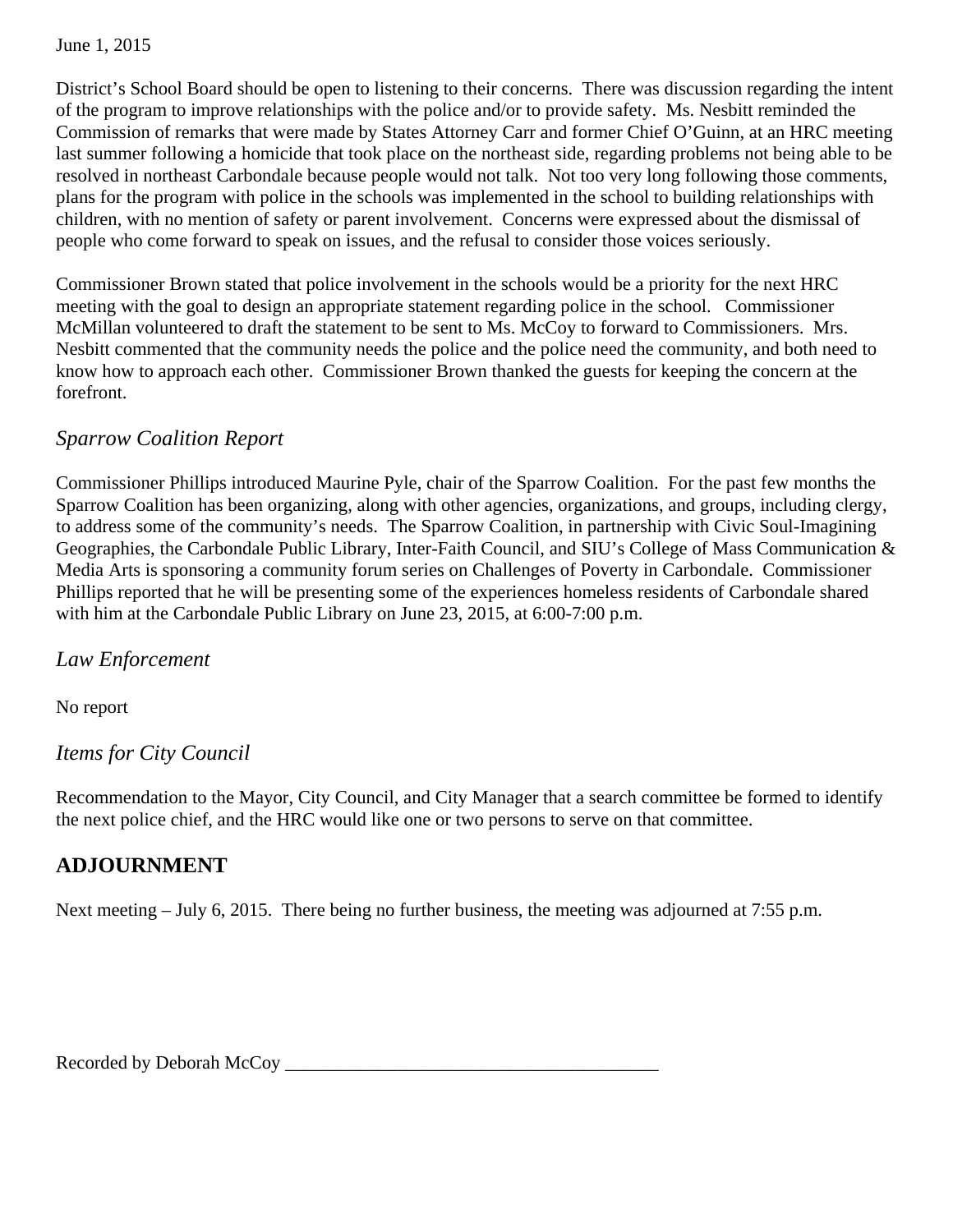District's School Board should be open to listening to their concerns. There was discussion regarding the intent of the program to improve relationships with the police and/or to provide safety. Ms. Nesbitt reminded the Commission of remarks that were made by States Attorney Carr and former Chief O'Guinn, at an HRC meeting last summer following a homicide that took place on the northeast side, regarding problems not being able to be resolved in northeast Carbondale because people would not talk. Not too very long following those comments, plans for the program with police in the schools was implemented in the school to building relationships with children, with no mention of safety or parent involvement. Concerns were expressed about the dismissal of people who come forward to speak on issues, and the refusal to consider those voices seriously.

Commissioner Brown stated that police involvement in the schools would be a priority for the next HRC meeting with the goal to design an appropriate statement regarding police in the school. Commissioner McMillan volunteered to draft the statement to be sent to Ms. McCoy to forward to Commissioners. Mrs. Nesbitt commented that the community needs the police and the police need the community, and both need to know how to approach each other. Commissioner Brown thanked the guests for keeping the concern at the forefront.

### *Sparrow Coalition Report*

Commissioner Phillips introduced Maurine Pyle, chair of the Sparrow Coalition. For the past few months the Sparrow Coalition has been organizing, along with other agencies, organizations, and groups, including clergy, to address some of the community's needs. The Sparrow Coalition, in partnership with Civic Soul-Imagining Geographies, the Carbondale Public Library, Inter-Faith Council, and SIU's College of Mass Communication & Media Arts is sponsoring a community forum series on Challenges of Poverty in Carbondale. Commissioner Phillips reported that he will be presenting some of the experiences homeless residents of Carbondale shared with him at the Carbondale Public Library on June 23, 2015, at 6:00-7:00 p.m.

### *Law Enforcement*

No report

### *Items for City Council*

Recommendation to the Mayor, City Council, and City Manager that a search committee be formed to identify the next police chief, and the HRC would like one or two persons to serve on that committee.

## ADJOURNMENT

Next meeting – July 6, 2015. There being no further business, the meeting was adjourned at 7:55 p.m.

Recorded by Deborah McCoy ________________________________________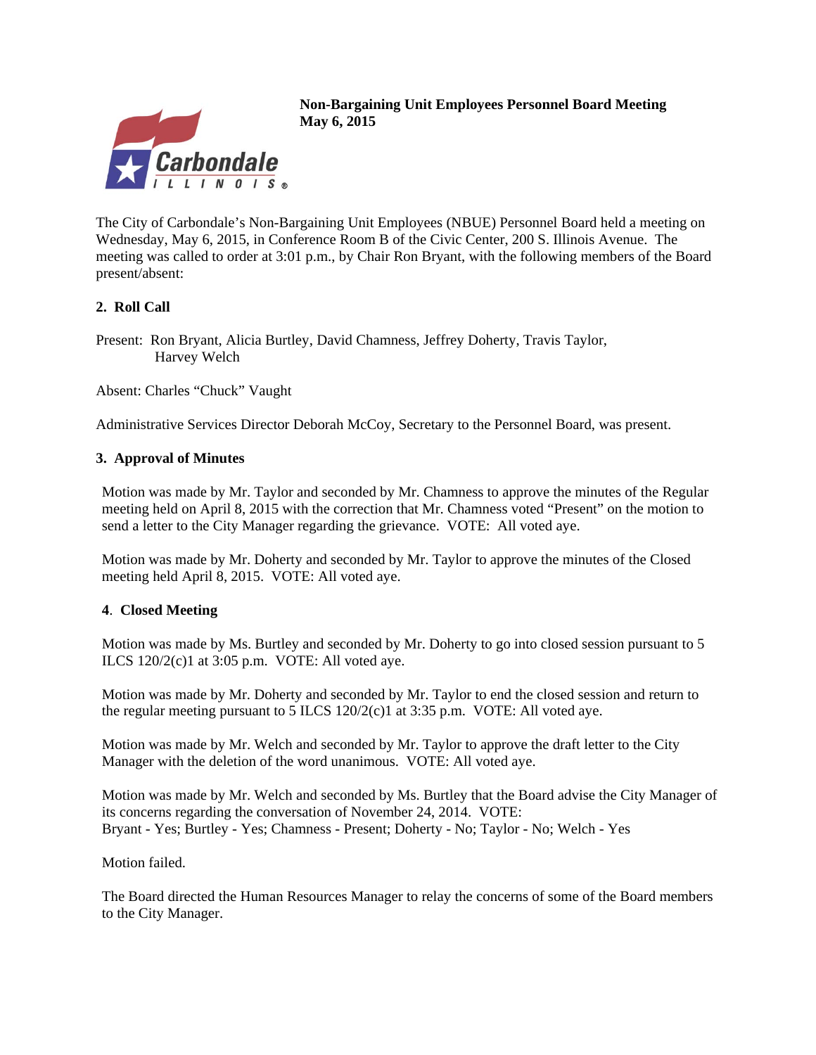**Non-Bargaining Unit Employees Personnel Board Meeting**
**May 6, 2015**

The City of Carbondale's Non-Bargaining Unit Employees (NBUE) Personnel Board held a meeting on Wednesday, May 6, 2015, in Conference Room B of the Civic Center, 200 S. Illinois Avenue. The meeting was called to order at 3:01 p.m., by Chair Ron Bryant, with the following members of the Board present/absent:

### 2. Roll Call

Present: Ron Bryant, Alicia Burtley, David Chamness, Jeffrey Doherty, Travis Taylor, Harvey Welch

Absent: Charles "Chuck" Vaught

Administrative Services Director Deborah McCoy, Secretary to the Personnel Board, was present.

### 3. Approval of Minutes

Motion was made by Mr. Taylor and seconded by Mr. Chamness to approve the minutes of the Regular meeting held on April 8, 2015 with the correction that Mr. Chamness voted "Present" on the motion to send a letter to the City Manager regarding the grievance. VOTE: All voted aye.

Motion was made by Mr. Doherty and seconded by Mr. Taylor to approve the minutes of the Closed meeting held April 8, 2015. VOTE: All voted aye.

### 4. Closed Meeting

Motion was made by Ms. Burtley and seconded by Mr. Doherty to go into closed session pursuant to 5 ILCS 120/2(c)1 at 3:05 p.m. VOTE: All voted aye.

Motion was made by Mr. Doherty and seconded by Mr. Taylor to end the closed session and return to the regular meeting pursuant to 5 ILCS 120/2(c)1 at 3:35 p.m. VOTE: All voted aye.

Motion was made by Mr. Welch and seconded by Mr. Taylor to approve the draft letter to the City Manager with the deletion of the word unanimous. VOTE: All voted aye.

Motion was made by Mr. Welch and seconded by Ms. Burtley that the Board advise the City Manager of its concerns regarding the conversation of November 24, 2014. VOTE:
Bryant - Yes; Burtley - Yes; Chamness - Present; Doherty - No; Taylor - No; Welch - Yes

Motion failed.

The Board directed the Human Resources Manager to relay the concerns of some of the Board members to the City Manager.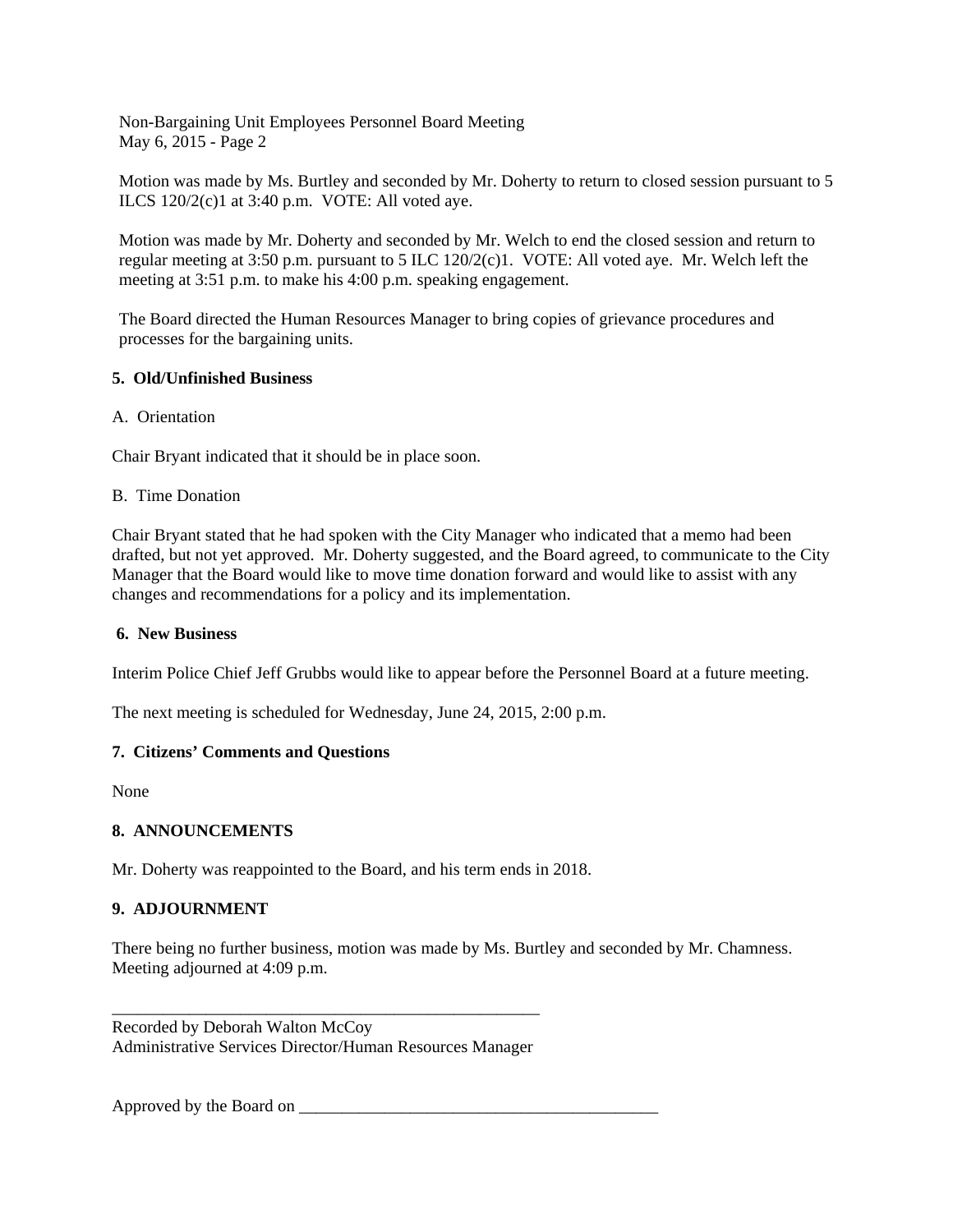Motion was made by Ms. Burtley and seconded by Mr. Doherty to return to closed session pursuant to 5 ILCS 120/2(c)1 at 3:40 p.m. VOTE: All voted aye.

Motion was made by Mr. Doherty and seconded by Mr. Welch to end the closed session and return to regular meeting at 3:50 p.m. pursuant to 5 ILC 120/2(c)1. VOTE: All voted aye. Mr. Welch left the meeting at 3:51 p.m. to make his 4:00 p.m. speaking engagement.

The Board directed the Human Resources Manager to bring copies of grievance procedures and processes for the bargaining units.

**5. Old/Unfinished Business**

A. Orientation

Chair Bryant indicated that it should be in place soon.

B. Time Donation

Chair Bryant stated that he had spoken with the City Manager who indicated that a memo had been drafted, but not yet approved. Mr. Doherty suggested, and the Board agreed, to communicate to the City Manager that the Board would like to move time donation forward and would like to assist with any changes and recommendations for a policy and its implementation.

**6. New Business**

Interim Police Chief Jeff Grubbs would like to appear before the Personnel Board at a future meeting.

The next meeting is scheduled for Wednesday, June 24, 2015, 2:00 p.m.

**7. Citizens' Comments and Questions**

None

**8. ANNOUNCEMENTS**

Mr. Doherty was reappointed to the Board, and his term ends in 2018.

**9. ADJOURNMENT**

There being no further business, motion was made by Ms. Burtley and seconded by Mr. Chamness. Meeting adjourned at 4:09 p.m.

\_\_\_\_\_\_\_\_\_\_\_\_\_\_\_\_\_\_\_\_\_\_\_\_\_\_\_\_\_\_\_\_\_\_\_\_\_\_\_\_\_\_\_\_\_\_\_\_\_\_\_\_
Recorded by Deborah Walton McCoy
Administrative Services Director/Human Resources Manager

Approved by the Board on \_\_\_\_\_\_\_\_\_\_\_\_\_\_\_\_\_\_\_\_\_\_\_\_\_\_\_\_\_\_\_\_\_\_\_\_\_\_\_\_\_\_\_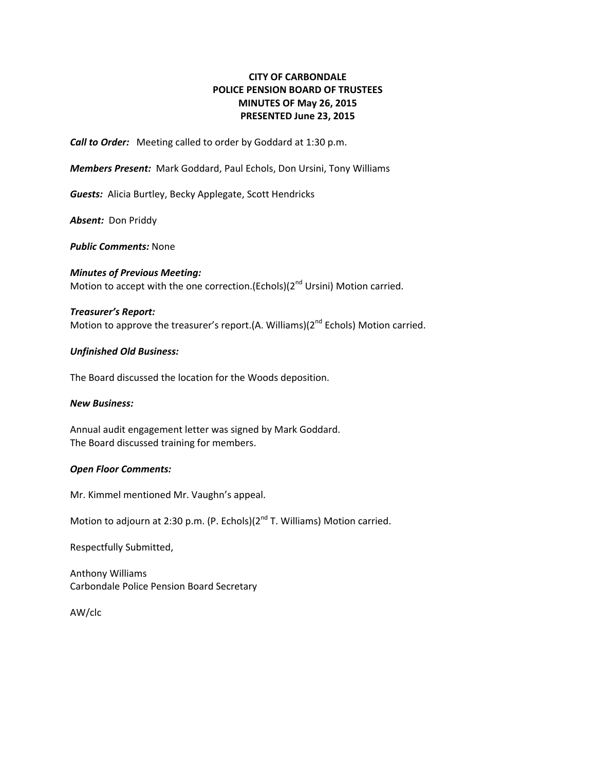**CITY OF CARBONDALE**
**POLICE PENSION BOARD OF TRUSTEES**
**MINUTES OF May 26, 2015**
**PRESENTED June 23, 2015**

***Call to Order:*** Meeting called to order by Goddard at 1:30 p.m.

***Members Present:*** Mark Goddard, Paul Echols, Don Ursini, Tony Williams

***Guests:*** Alicia Burtley, Becky Applegate, Scott Hendricks

***Absent:*** Don Priddy

***Public Comments:*** None

***Minutes of Previous Meeting:***
Motion to accept with the one correction.(Echols)(2nd Ursini) Motion carried.

***Treasurer's Report:***
Motion to approve the treasurer's report.(A. Williams)(2nd Echols) Motion carried.

***Unfinished Old Business:***

The Board discussed the location for the Woods deposition.

***New Business:***

Annual audit engagement letter was signed by Mark Goddard.
The Board discussed training for members.

***Open Floor Comments:***

Mr. Kimmel mentioned Mr. Vaughn's appeal.

Motion to adjourn at 2:30 p.m. (P. Echols)(2nd T. Williams) Motion carried.

Respectfully Submitted,

Anthony Williams
Carbondale Police Pension Board Secretary

AW/clc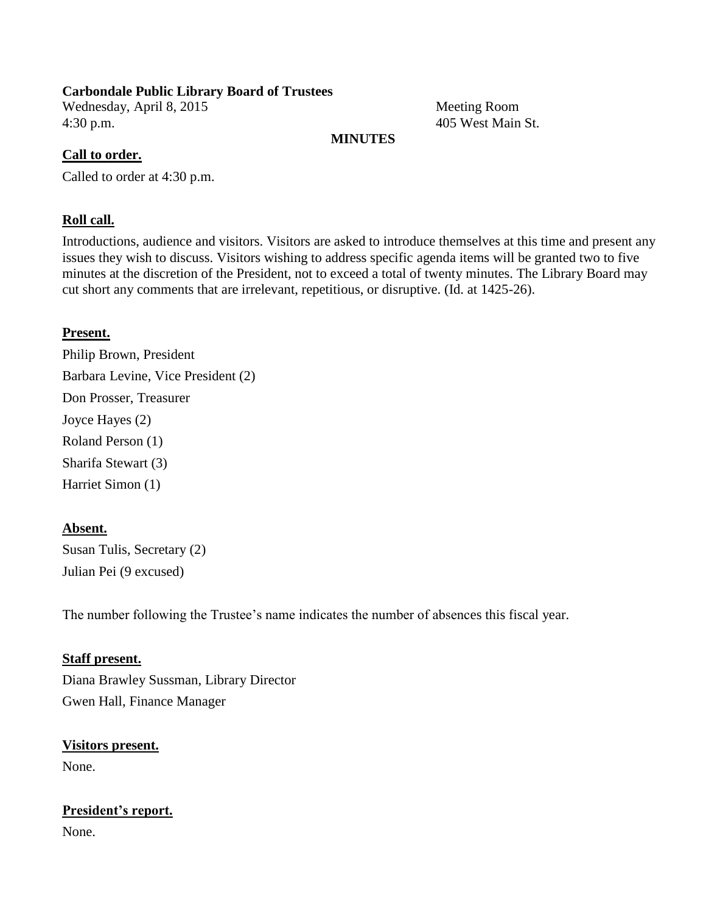**Carbondale Public Library Board of Trustees**

Wednesday, April 8, 2015
4:30 p.m.

Meeting Room
405 West Main St.

**MINUTES**

**Call to order.**

Called to order at 4:30 p.m.

**Roll call.**

Introductions, audience and visitors. Visitors are asked to introduce themselves at this time and present any issues they wish to discuss. Visitors wishing to address specific agenda items will be granted two to five minutes at the discretion of the President, not to exceed a total of twenty minutes. The Library Board may cut short any comments that are irrelevant, repetitious, or disruptive. (Id. at 1425-26).

**Present.**

Philip Brown, President
Barbara Levine, Vice President (2)
Don Prosser, Treasurer
Joyce Hayes (2)
Roland Person (1)
Sharifa Stewart (3)
Harriet Simon (1)

**Absent.**

Susan Tulis, Secretary (2)
Julian Pei (9 excused)

The number following the Trustee's name indicates the number of absences this fiscal year.

**Staff present.**

Diana Brawley Sussman, Library Director
Gwen Hall, Finance Manager

**Visitors present.**

None.

**President's report.**

None.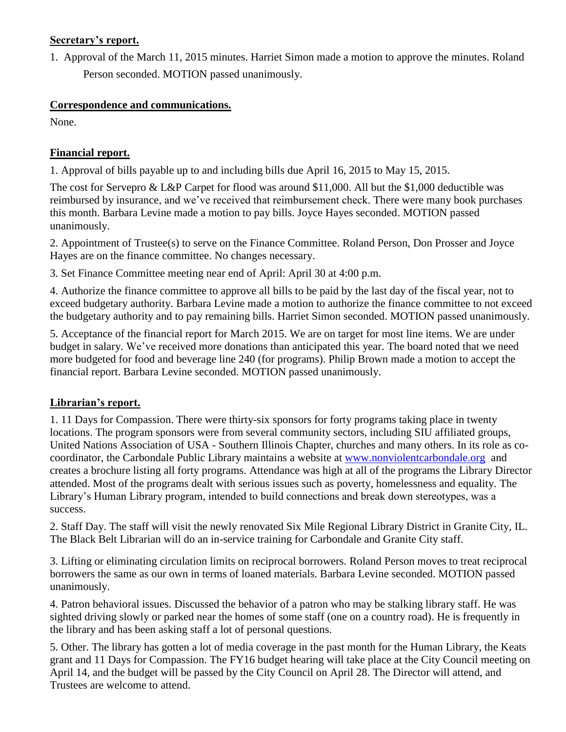**Secretary's report.**

1. Approval of the March 11, 2015 minutes. Harriet Simon made a motion to approve the minutes. Roland Person seconded. MOTION passed unanimously.

**Correspondence and communications.**

None.

**Financial report.**

1. Approval of bills payable up to and including bills due April 16, 2015 to May 15, 2015.

The cost for Servepro & L&P Carpet for flood was around $11,000. All but the $1,000 deductible was reimbursed by insurance, and we've received that reimbursement check. There were many book purchases this month. Barbara Levine made a motion to pay bills. Joyce Hayes seconded. MOTION passed unanimously.

2. Appointment of Trustee(s) to serve on the Finance Committee. Roland Person, Don Prosser and Joyce Hayes are on the finance committee. No changes necessary.

3. Set Finance Committee meeting near end of April: April 30 at 4:00 p.m.

4. Authorize the finance committee to approve all bills to be paid by the last day of the fiscal year, not to exceed budgetary authority. Barbara Levine made a motion to authorize the finance committee to not exceed the budgetary authority and to pay remaining bills. Harriet Simon seconded. MOTION passed unanimously.

5. Acceptance of the financial report for March 2015. We are on target for most line items. We are under budget in salary. We've received more donations than anticipated this year. The board noted that we need more budgeted for food and beverage line 240 (for programs). Philip Brown made a motion to accept the financial report. Barbara Levine seconded. MOTION passed unanimously.

**Librarian's report.**

1. 11 Days for Compassion. There were thirty-six sponsors for forty programs taking place in twenty locations. The program sponsors were from several community sectors, including SIU affiliated groups, United Nations Association of USA - Southern Illinois Chapter, churches and many others. In its role as co-coordinator, the Carbondale Public Library maintains a website at [www.nonviolentcarbondale.org](http://www.nonviolentcarbondale.org) and creates a brochure listing all forty programs. Attendance was high at all of the programs the Library Director attended. Most of the programs dealt with serious issues such as poverty, homelessness and equality. The Library's Human Library program, intended to build connections and break down stereotypes, was a success.

2. Staff Day. The staff will visit the newly renovated Six Mile Regional Library District in Granite City, IL. The Black Belt Librarian will do an in-service training for Carbondale and Granite City staff.

3. Lifting or eliminating circulation limits on reciprocal borrowers. Roland Person moves to treat reciprocal borrowers the same as our own in terms of loaned materials. Barbara Levine seconded. MOTION passed unanimously.

4. Patron behavioral issues. Discussed the behavior of a patron who may be stalking library staff. He was sighted driving slowly or parked near the homes of some staff (one on a country road). He is frequently in the library and has been asking staff a lot of personal questions.

5. Other. The library has gotten a lot of media coverage in the past month for the Human Library, the Keats grant and 11 Days for Compassion. The FY16 budget hearing will take place at the City Council meeting on April 14, and the budget will be passed by the City Council on April 28. The Director will attend, and Trustees are welcome to attend.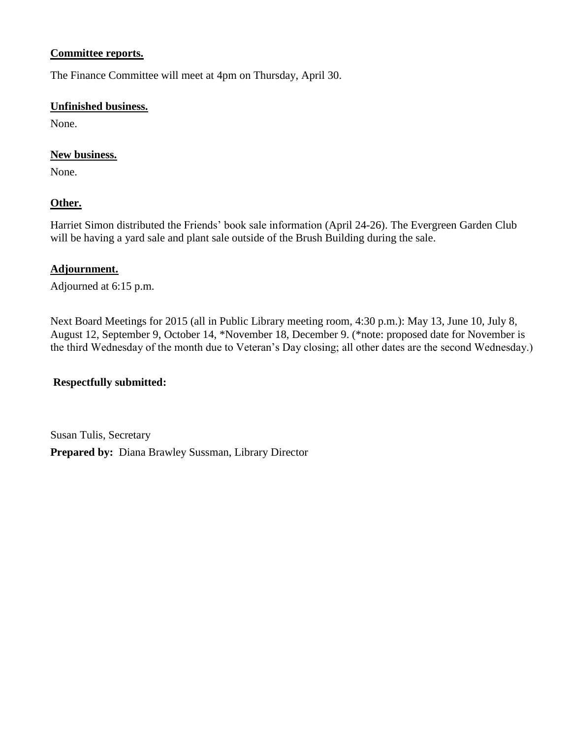**Committee reports.**

The Finance Committee will meet at 4pm on Thursday, April 30.

**Unfinished business.**

None.

**New business.**

None.

**Other.**

Harriet Simon distributed the Friends' book sale information (April 24-26). The Evergreen Garden Club will be having a yard sale and plant sale outside of the Brush Building during the sale.

**Adjournment.**

Adjourned at 6:15 p.m.

Next Board Meetings for 2015 (all in Public Library meeting room, 4:30 p.m.): May 13, June 10, July 8, August 12, September 9, October 14, *November 18, December 9. (*note: proposed date for November is the third Wednesday of the month due to Veteran's Day closing; all other dates are the second Wednesday.)

**Respectfully submitted:**

Susan Tulis, Secretary

**Prepared by:** Diana Brawley Sussman, Library Director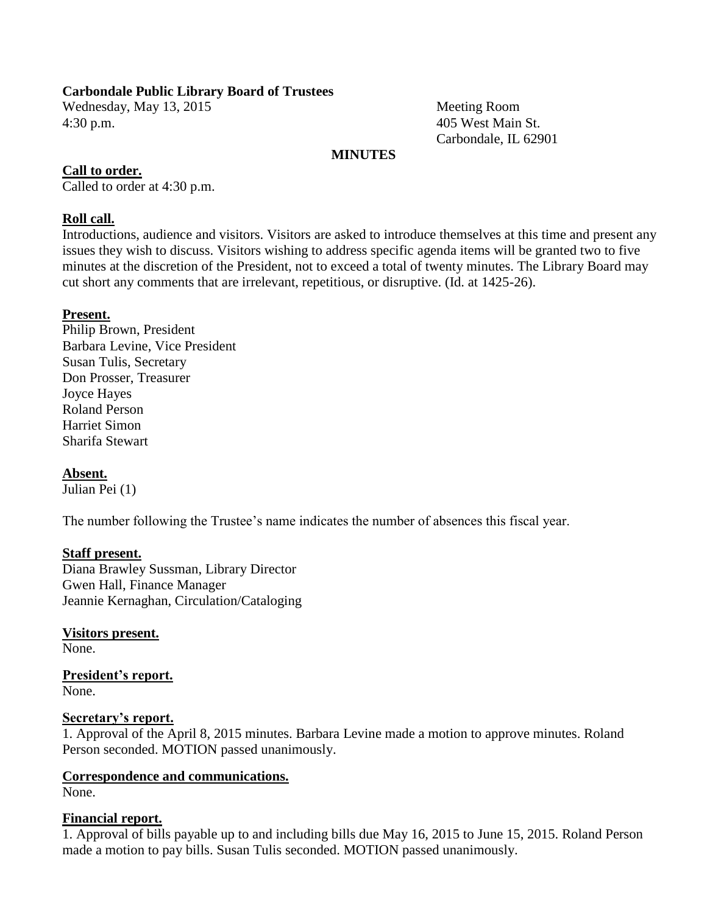**Carbondale Public Library Board of Trustees**

Wednesday, May 13, 2015
4:30 p.m.

Meeting Room
405 West Main St.
Carbondale, IL 62901

**MINUTES**

**Call to order.**

Called to order at 4:30 p.m.

**Roll call.**

Introductions, audience and visitors. Visitors are asked to introduce themselves at this time and present any issues they wish to discuss. Visitors wishing to address specific agenda items will be granted two to five minutes at the discretion of the President, not to exceed a total of twenty minutes. The Library Board may cut short any comments that are irrelevant, repetitious, or disruptive. (Id. at 1425-26).

**Present.**

Philip Brown, President
Barbara Levine, Vice President
Susan Tulis, Secretary
Don Prosser, Treasurer
Joyce Hayes
Roland Person
Harriet Simon
Sharifa Stewart

**Absent.**

Julian Pei (1)

The number following the Trustee's name indicates the number of absences this fiscal year.

**Staff present.**

Diana Brawley Sussman, Library Director
Gwen Hall, Finance Manager
Jeannie Kernaghan, Circulation/Cataloging

**Visitors present.**

None.

**President's report.**

None.

**Secretary's report.**

1. Approval of the April 8, 2015 minutes. Barbara Levine made a motion to approve minutes. Roland Person seconded. MOTION passed unanimously.

**Correspondence and communications.**

None.

**Financial report.**

1. Approval of bills payable up to and including bills due May 16, 2015 to June 15, 2015. Roland Person made a motion to pay bills. Susan Tulis seconded. MOTION passed unanimously.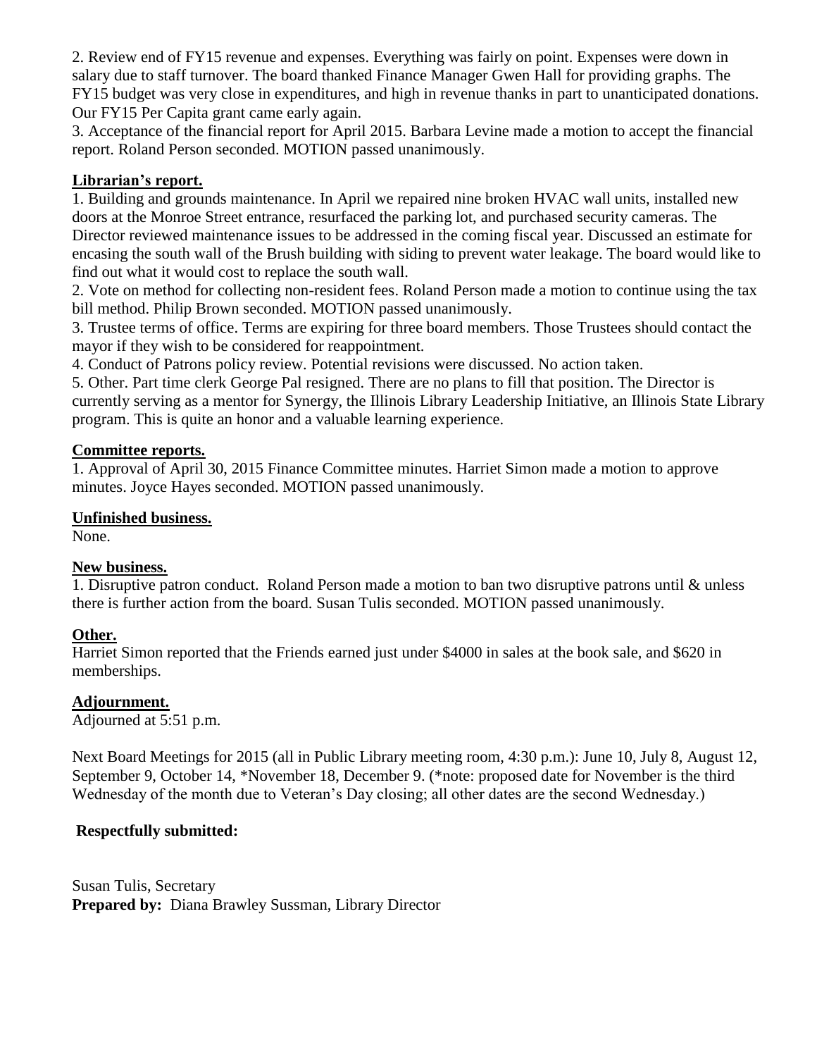2. Review end of FY15 revenue and expenses. Everything was fairly on point. Expenses were down in salary due to staff turnover. The board thanked Finance Manager Gwen Hall for providing graphs. The FY15 budget was very close in expenditures, and high in revenue thanks in part to unanticipated donations. Our FY15 Per Capita grant came early again.

3. Acceptance of the financial report for April 2015. Barbara Levine made a motion to accept the financial report. Roland Person seconded. MOTION passed unanimously.

**Librarian's report.**

1. Building and grounds maintenance. In April we repaired nine broken HVAC wall units, installed new doors at the Monroe Street entrance, resurfaced the parking lot, and purchased security cameras. The Director reviewed maintenance issues to be addressed in the coming fiscal year. Discussed an estimate for encasing the south wall of the Brush building with siding to prevent water leakage. The board would like to find out what it would cost to replace the south wall.

2. Vote on method for collecting non-resident fees. Roland Person made a motion to continue using the tax bill method. Philip Brown seconded. MOTION passed unanimously.

3. Trustee terms of office. Terms are expiring for three board members. Those Trustees should contact the mayor if they wish to be considered for reappointment.

4. Conduct of Patrons policy review. Potential revisions were discussed. No action taken.

5. Other. Part time clerk George Pal resigned. There are no plans to fill that position. The Director is currently serving as a mentor for Synergy, the Illinois Library Leadership Initiative, an Illinois State Library program. This is quite an honor and a valuable learning experience.

**Committee reports.**

1. Approval of April 30, 2015 Finance Committee minutes. Harriet Simon made a motion to approve minutes. Joyce Hayes seconded. MOTION passed unanimously.

**Unfinished business.**

None.

**New business.**

1. Disruptive patron conduct. Roland Person made a motion to ban two disruptive patrons until & unless there is further action from the board. Susan Tulis seconded. MOTION passed unanimously.

**Other.**

Harriet Simon reported that the Friends earned just under $4000 in sales at the book sale, and $620 in memberships.

**Adjournment.**

Adjourned at 5:51 p.m.

Next Board Meetings for 2015 (all in Public Library meeting room, 4:30 p.m.): June 10, July 8, August 12, September 9, October 14, *November 18, December 9. (*note: proposed date for November is the third Wednesday of the month due to Veteran's Day closing; all other dates are the second Wednesday.)

**Respectfully submitted:**

Susan Tulis, Secretary
**Prepared by:** Diana Brawley Sussman, Library Director